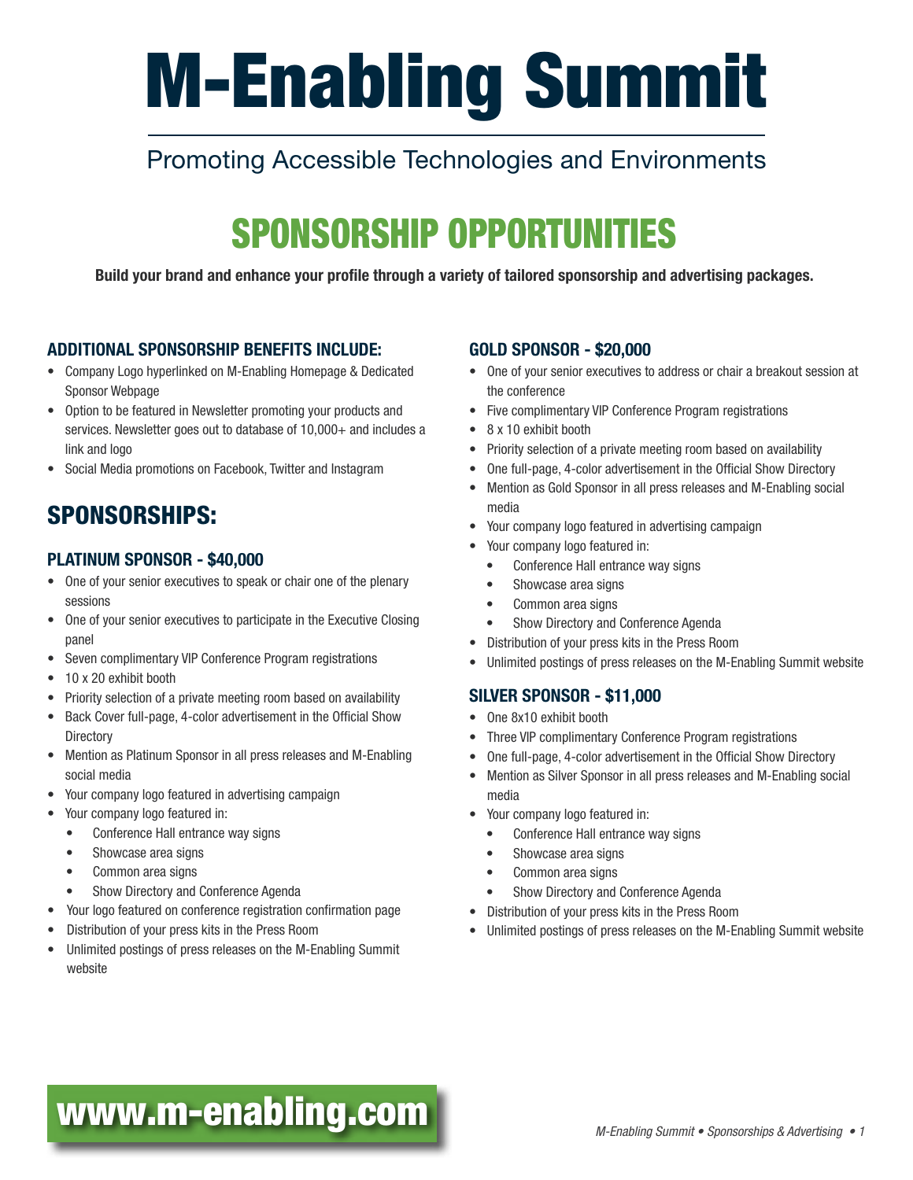# M-Enabling Summit

Promoting Accessible Technologies and Environments

## SPONSORSHIP OPPORTUNITIES

**Build your brand and enhance your profile through a variety of tailored sponsorship and advertising packages.**

### ADDITIONAL SPONSORSHIP BENEFITS INCLUDE:

- Company Logo hyperlinked on M-Enabling Homepage & Dedicated Sponsor Webpage
- Option to be featured in Newsletter promoting your products and services. Newsletter goes out to database of 10,000+ and includes a link and logo
- Social Media promotions on Facebook, Twitter and Instagram

## SPONSORSHIPS:

### PLATINUM SPONSOR - $40,000

- One of your senior executives to speak or chair one of the plenary sessions
- One of your senior executives to participate in the Executive Closing panel
- Seven complimentary VIP Conference Program registrations
- 10 x 20 exhibit booth
- Priority selection of a private meeting room based on availability
- Back Cover full-page, 4-color advertisement in the Official Show Directory
- Mention as Platinum Sponsor in all press releases and M-Enabling social media
- Your company logo featured in advertising campaign
- Your company logo featured in:
  - Conference Hall entrance way signs
  - Showcase area signs
  - Common area signs
  - Show Directory and Conference Agenda
- Your logo featured on conference registration confirmation page
- Distribution of your press kits in the Press Room
- Unlimited postings of press releases on the M-Enabling Summit website

### GOLD SPONSOR - $20,000

- One of your senior executives to address or chair a breakout session at the conference
- Five complimentary VIP Conference Program registrations
- 8 x 10 exhibit booth
- Priority selection of a private meeting room based on availability
- One full-page, 4-color advertisement in the Official Show Directory
- Mention as Gold Sponsor in all press releases and M-Enabling social media
- Your company logo featured in advertising campaign
- Your company logo featured in:
  - Conference Hall entrance way signs
  - Showcase area signs
  - Common area signs
  - Show Directory and Conference Agenda
- Distribution of your press kits in the Press Room
- Unlimited postings of press releases on the M-Enabling Summit website

### SILVER SPONSOR - $11,000

- One 8x10 exhibit booth
- Three VIP complimentary Conference Program registrations
- One full-page, 4-color advertisement in the Official Show Directory
- Mention as Silver Sponsor in all press releases and M-Enabling social media
- Your company logo featured in:
  - Conference Hall entrance way signs
  - Showcase area signs
  - Common area signs
  - Show Directory and Conference Agenda
- Distribution of your press kits in the Press Room
- Unlimited postings of press releases on the M-Enabling Summit website

www.m-enabling.com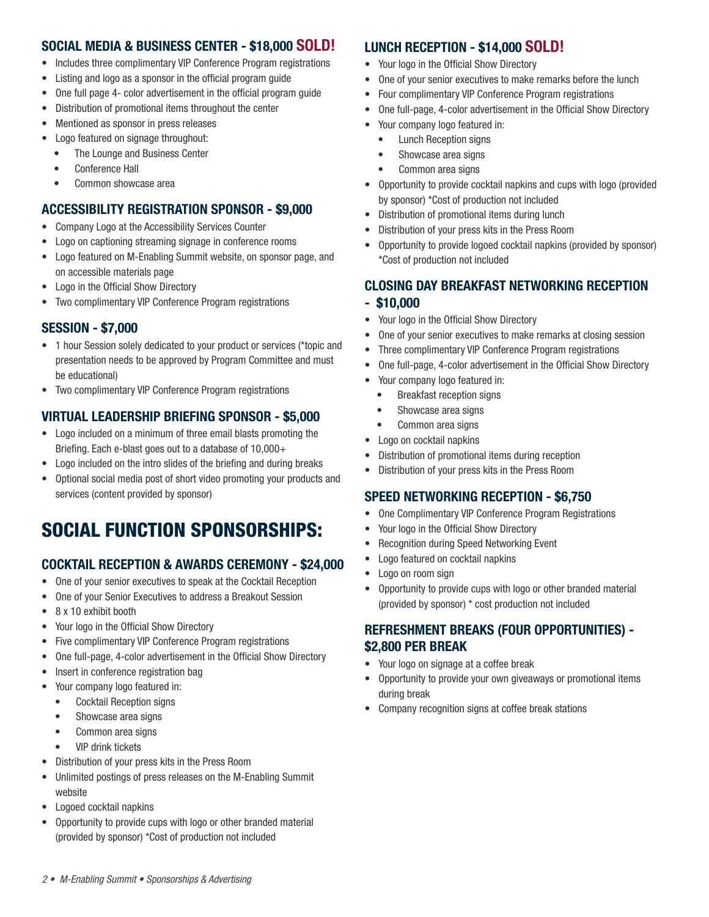### SOCIAL MEDIA & BUSINESS CENTER - $18,000 SOLD!

- Includes three complimentary VIP Conference Program registrations
- Listing and logo as a sponsor in the official program guide
- One full page 4- color advertisement in the official program guide
- Distribution of promotional items throughout the center
- Mentioned as sponsor in press releases
- Logo featured on signage throughout:
    - The Lounge and Business Center
    - Conference Hall
    - Common showcase area

### ACCESSIBILITY REGISTRATION SPONSOR - $9,000

- Company Logo at the Accessibility Services Counter
- Logo on captioning streaming signage in conference rooms
- Logo featured on M-Enabling Summit website, on sponsor page, and on accessible materials page
- Logo in the Official Show Directory
- Two complimentary VIP Conference Program registrations

### SESSION - $7,000

- 1 hour Session solely dedicated to your product or services (*topic and presentation needs to be approved by Program Committee and must be educational)
- Two complimentary VIP Conference Program registrations

### VIRTUAL LEADERSHIP BRIEFING SPONSOR - $5,000

- Logo included on a minimum of three email blasts promoting the Briefing. Each e-blast goes out to a database of 10,000+
- Logo included on the intro slides of the briefing and during breaks
- Optional social media post of short video promoting your products and services (content provided by sponsor)

## SOCIAL FUNCTION SPONSORSHIPS:

### COCKTAIL RECEPTION & AWARDS CEREMONY - $24,000

- One of your senior executives to speak at the Cocktail Reception
- One of your Senior Executives to address a Breakout Session
- 8 x 10 exhibit booth
- Your logo in the Official Show Directory
- Five complimentary VIP Conference Program registrations
- One full-page, 4-color advertisement in the Official Show Directory
- Insert in conference registration bag
- Your company logo featured in:
    - Cocktail Reception signs
    - Showcase area signs
    - Common area signs
    - VIP drink tickets
- Distribution of your press kits in the Press Room
- Unlimited postings of press releases on the M-Enabling Summit website
- Logoed cocktail napkins
- Opportunity to provide cups with logo or other branded material (provided by sponsor) *Cost of production not included

### LUNCH RECEPTION - $14,000 SOLD!

- Your logo in the Official Show Directory
- One of your senior executives to make remarks before the lunch
- Four complimentary VIP Conference Program registrations
- One full-page, 4-color advertisement in the Official Show Directory
- Your company logo featured in:
    - Lunch Reception signs
    - Showcase area signs
    - Common area signs
- Opportunity to provide cocktail napkins and cups with logo (provided by sponsor) *Cost of production not included
- Distribution of promotional items during lunch
- Distribution of your press kits in the Press Room
- Opportunity to provide logoed cocktail napkins (provided by sponsor) *Cost of production not included

### CLOSING DAY BREAKFAST NETWORKING RECEPTION - $10,000

- Your logo in the Official Show Directory
- One of your senior executives to make remarks at closing session
- Three complimentary VIP Conference Program registrations
- One full-page, 4-color advertisement in the Official Show Directory
- Your company logo featured in:
    - Breakfast reception signs
    - Showcase area signs
    - Common area signs
- Logo on cocktail napkins
- Distribution of promotional items during reception
- Distribution of your press kits in the Press Room

### SPEED NETWORKING RECEPTION - $6,750

- One Complimentary VIP Conference Program Registrations
- Your logo in the Official Show Directory
- Recognition during Speed Networking Event
- Logo featured on cocktail napkins
- Logo on room sign
- Opportunity to provide cups with logo or other branded material (provided by sponsor) * cost production not included

### REFRESHMENT BREAKS (FOUR OPPORTUNITIES) - $2,800 PER BREAK

- Your logo on signage at a coffee break
- Opportunity to provide your own giveaways or promotional items during break
- Company recognition signs at coffee break stations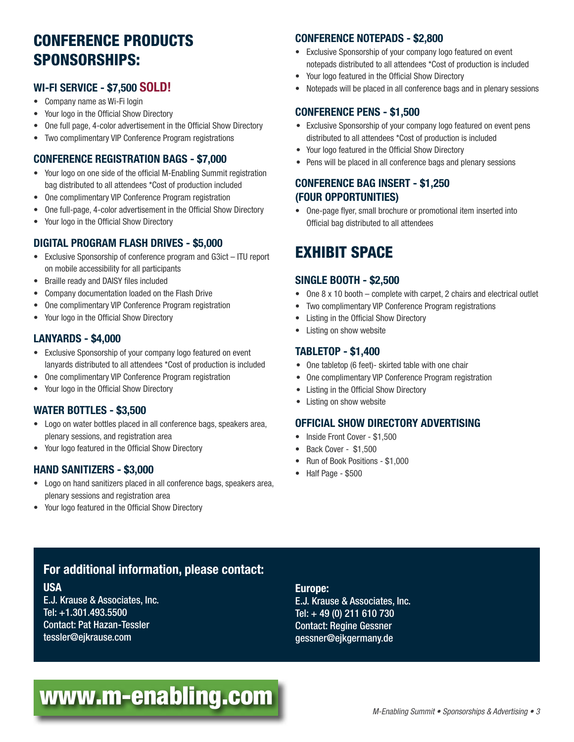# CONFERENCE PRODUCTS SPONSORSHIPS:

### WI-FI SERVICE - $7,500 SOLD!

- Company name as Wi-Fi login
- Your logo in the Official Show Directory
- One full page, 4-color advertisement in the Official Show Directory
- Two complimentary VIP Conference Program registrations

### CONFERENCE REGISTRATION BAGS - $7,000

- Your logo on one side of the official M-Enabling Summit registration bag distributed to all attendees *Cost of production included
- One complimentary VIP Conference Program registration
- One full-page, 4-color advertisement in the Official Show Directory
- Your logo in the Official Show Directory

### DIGITAL PROGRAM FLASH DRIVES - $5,000

- Exclusive Sponsorship of conference program and G3ict – ITU report on mobile accessibility for all participants
- Braille ready and DAISY files included
- Company documentation loaded on the Flash Drive
- One complimentary VIP Conference Program registration
- Your logo in the Official Show Directory

### LANYARDS - $4,000

- Exclusive Sponsorship of your company logo featured on event lanyards distributed to all attendees *Cost of production is included
- One complimentary VIP Conference Program registration
- Your logo in the Official Show Directory

### WATER BOTTLES - $3,500

- Logo on water bottles placed in all conference bags, speakers area, plenary sessions, and registration area
- Your logo featured in the Official Show Directory

### HAND SANITIZERS - $3,000

- Logo on hand sanitizers placed in all conference bags, speakers area, plenary sessions and registration area
- Your logo featured in the Official Show Directory

### CONFERENCE NOTEPADS - $2,800

- Exclusive Sponsorship of your company logo featured on event notepads distributed to all attendees *Cost of production is included
- Your logo featured in the Official Show Directory
- Notepads will be placed in all conference bags and in plenary sessions

### CONFERENCE PENS - $1,500

- Exclusive Sponsorship of your company logo featured on event pens distributed to all attendees *Cost of production is included
- Your logo featured in the Official Show Directory
- Pens will be placed in all conference bags and plenary sessions

### CONFERENCE BAG INSERT - $1,250 (FOUR OPPORTUNITIES)

- One-page flyer, small brochure or promotional item inserted into Official bag distributed to all attendees

# EXHIBIT SPACE

### SINGLE BOOTH - $2,500

- One 8 x 10 booth – complete with carpet, 2 chairs and electrical outlet
- Two complimentary VIP Conference Program registrations
- Listing in the Official Show Directory
- Listing on show website

### TABLETOP - $1,400

- One tabletop (6 feet)- skirted table with one chair
- One complimentary VIP Conference Program registration
- Listing in the Official Show Directory
- Listing on show website

### OFFICIAL SHOW DIRECTORY ADVERTISING

- Inside Front Cover - $1,500
- Back Cover - $1,500
- Run of Book Positions - $1,000
- Half Page - $500

## For additional information, please contact:

**USA**
E.J. Krause & Associates, Inc.
Tel: +1.301.493.5500
Contact: Pat Hazan-Tessler
tessler@ejkrause.com

**Europe:**
E.J. Krause & Associates, Inc.
Tel: + 49 (0) 211 610 730
Contact: Regine Gessner
gessner@ejkgermany.de

**www.m-enabling.com**